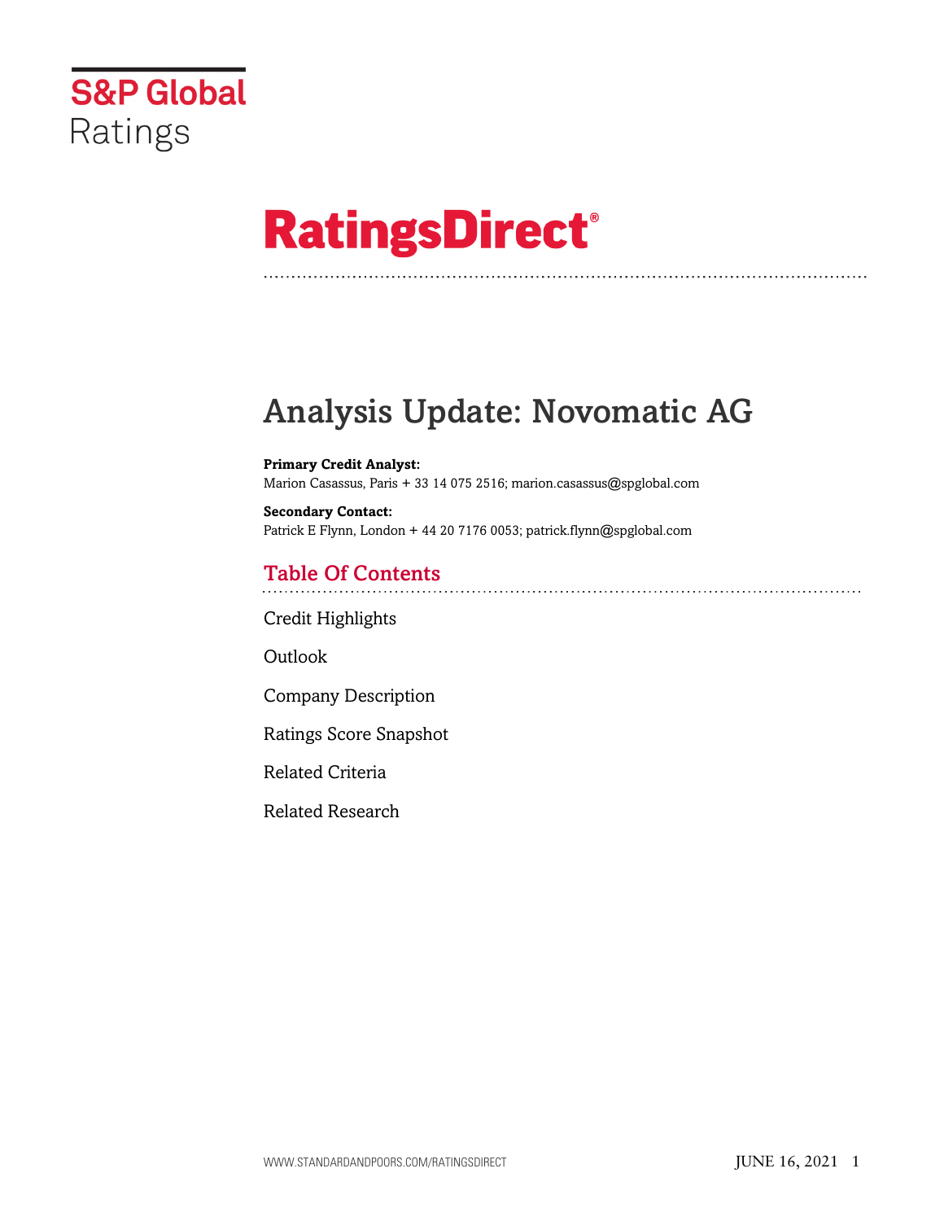S&P Global Ratings

# RatingsDirect®

# Analysis Update: Novomatic AG

**Primary Credit Analyst:**
Marion Casassus, Paris + 33 14 075 2516; marion.casassus@spglobal.com

**Secondary Contact:**
Patrick E Flynn, London + 44 20 7176 0053; patrick.flynn@spglobal.com

## Table Of Contents

Credit Highlights

Outlook

Company Description

Ratings Score Snapshot

Related Criteria

Related Research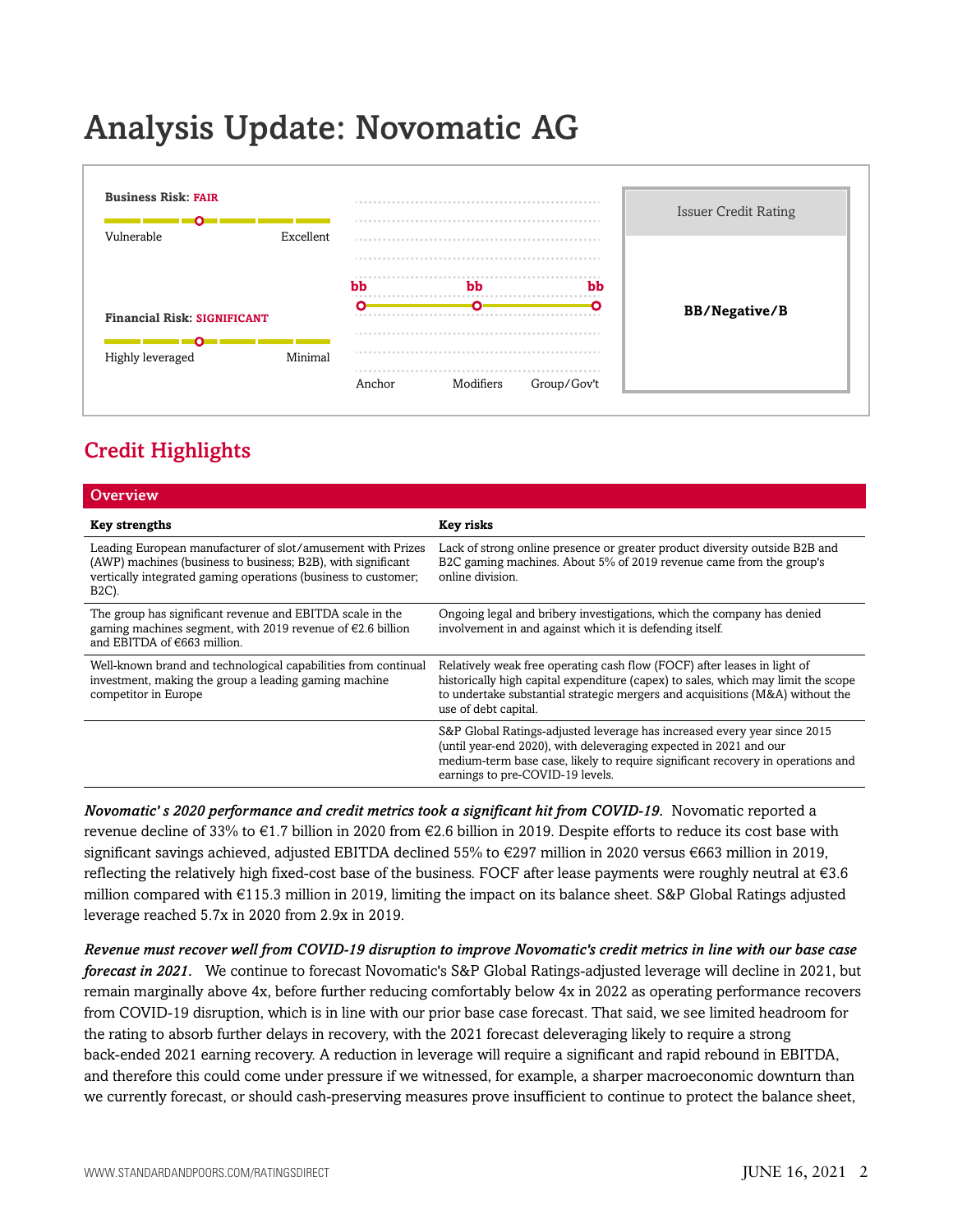# Analysis Update: Novomatic AG

**Business Risk: FAIR**

Vulnerable — Excellent

**Financial Risk: SIGNIFICANT**

Highly leveraged — Minimal

bb bb bb

Anchor Modifiers Group/Gov't

Issuer Credit Rating

**BB/Negative/B**

## Credit Highlights

| Overview | |
|---|---|
| **Key strengths** | **Key risks** |
| Leading European manufacturer of slot/amusement with Prizes (AWP) machines (business to business; B2B), with significant vertically integrated gaming operations (business to customer; B2C). | Lack of strong online presence or greater product diversity outside B2B and B2C gaming machines. About 5% of 2019 revenue came from the group's online division. |
| The group has significant revenue and EBITDA scale in the gaming machines segment, with 2019 revenue of €2.6 billion and EBITDA of €663 million. | Ongoing legal and bribery investigations, which the company has denied involvement in and against which it is defending itself. |
| Well-known brand and technological capabilities from continual investment, making the group a leading gaming machine competitor in Europe | Relatively weak free operating cash flow (FOCF) after leases in light of historically high capital expenditure (capex) to sales, which may limit the scope to undertake substantial strategic mergers and acquisitions (M&A) without the use of debt capital. |
| | S&P Global Ratings-adjusted leverage has increased every year since 2015 (until year-end 2020), with deleveraging expected in 2021 and our medium-term base case, likely to require significant recovery in operations and earnings to pre-COVID-19 levels. |

***Novomatic' s 2020 performance and credit metrics took a significant hit from COVID-19.*** Novomatic reported a revenue decline of 33% to €1.7 billion in 2020 from €2.6 billion in 2019. Despite efforts to reduce its cost base with significant savings achieved, adjusted EBITDA declined 55% to €297 million in 2020 versus €663 million in 2019, reflecting the relatively high fixed-cost base of the business. FOCF after lease payments were roughly neutral at €3.6 million compared with €115.3 million in 2019, limiting the impact on its balance sheet. S&P Global Ratings adjusted leverage reached 5.7x in 2020 from 2.9x in 2019.

***Revenue must recover well from COVID-19 disruption to improve Novomatic's credit metrics in line with our base case forecast in 2021.*** We continue to forecast Novomatic's S&P Global Ratings-adjusted leverage will decline in 2021, but remain marginally above 4x, before further reducing comfortably below 4x in 2022 as operating performance recovers from COVID-19 disruption, which is in line with our prior base case forecast. That said, we see limited headroom for the rating to absorb further delays in recovery, with the 2021 forecast deleveraging likely to require a strong back-ended 2021 earning recovery. A reduction in leverage will require a significant and rapid rebound in EBITDA, and therefore this could come under pressure if we witnessed, for example, a sharper macroeconomic downturn than we currently forecast, or should cash-preserving measures prove insufficient to continue to protect the balance sheet,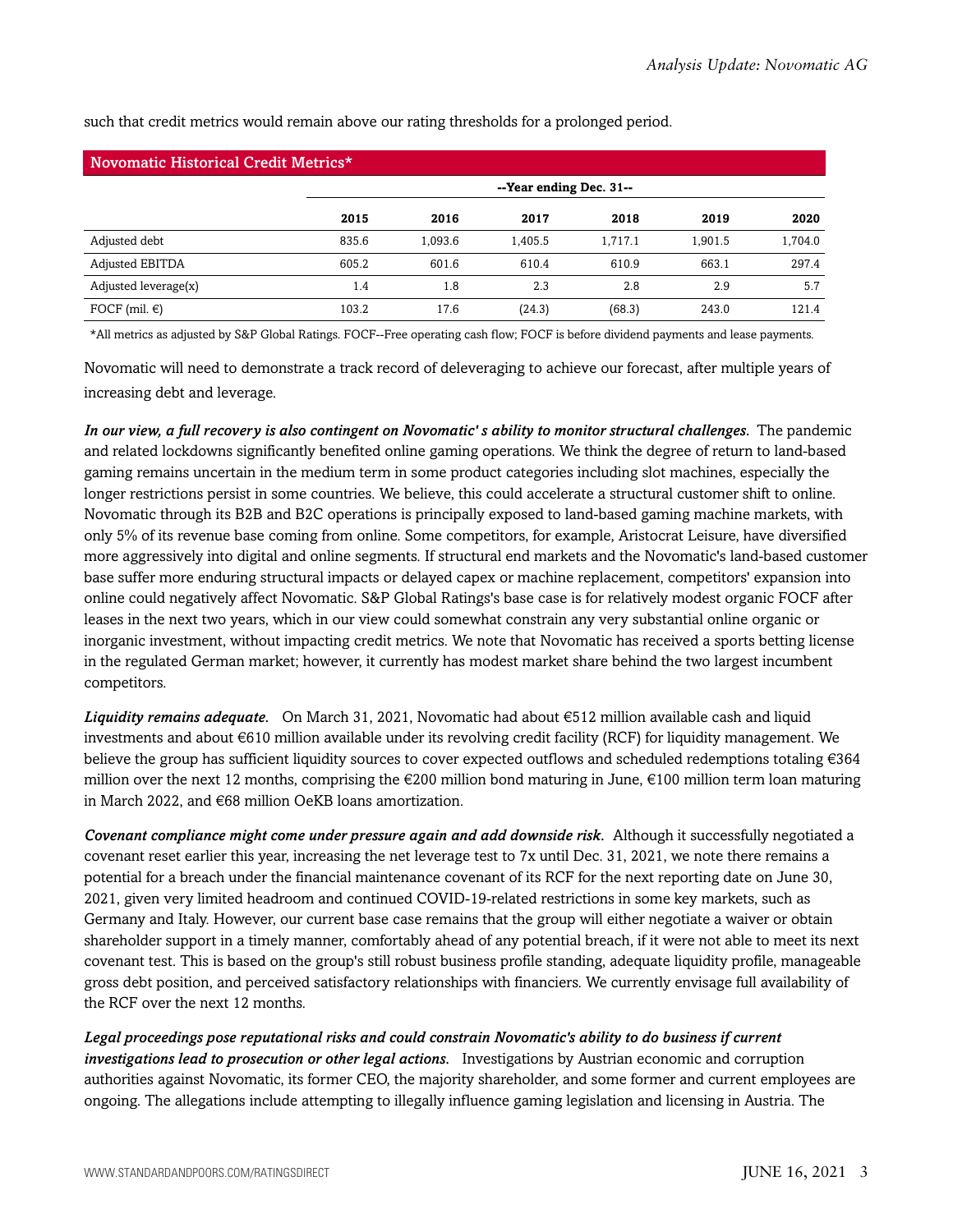such that credit metrics would remain above our rating thresholds for a prolonged period.

| Novomatic Historical Credit Metrics* | | | | | | |
|---|---|---|---|---|---|---|
| | --Year ending Dec. 31-- | | | | | |
| | 2015 | 2016 | 2017 | 2018 | 2019 | 2020 |
| Adjusted debt | 835.6 | 1,093.6 | 1,405.5 | 1,717.1 | 1,901.5 | 1,704.0 |
| Adjusted EBITDA | 605.2 | 601.6 | 610.4 | 610.9 | 663.1 | 297.4 |
| Adjusted leverage(x) | 1.4 | 1.8 | 2.3 | 2.8 | 2.9 | 5.7 |
| FOCF (mil. €) | 103.2 | 17.6 | (24.3) | (68.3) | 243.0 | 121.4 |

*All metrics as adjusted by S&P Global Ratings. FOCF--Free operating cash flow; FOCF is before dividend payments and lease payments.

Novomatic will need to demonstrate a track record of deleveraging to achieve our forecast, after multiple years of increasing debt and leverage.

***In our view, a full recovery is also contingent on Novomatic' s ability to monitor structural challenges.*** The pandemic and related lockdowns significantly benefited online gaming operations. We think the degree of return to land-based gaming remains uncertain in the medium term in some product categories including slot machines, especially the longer restrictions persist in some countries. We believe, this could accelerate a structural customer shift to online. Novomatic through its B2B and B2C operations is principally exposed to land-based gaming machine markets, with only 5% of its revenue base coming from online. Some competitors, for example, Aristocrat Leisure, have diversified more aggressively into digital and online segments. If structural end markets and the Novomatic's land-based customer base suffer more enduring structural impacts or delayed capex or machine replacement, competitors' expansion into online could negatively affect Novomatic. S&P Global Ratings's base case is for relatively modest organic FOCF after leases in the next two years, which in our view could somewhat constrain any very substantial online organic or inorganic investment, without impacting credit metrics. We note that Novomatic has received a sports betting license in the regulated German market; however, it currently has modest market share behind the two largest incumbent competitors.

***Liquidity remains adequate.*** On March 31, 2021, Novomatic had about €512 million available cash and liquid investments and about €610 million available under its revolving credit facility (RCF) for liquidity management. We believe the group has sufficient liquidity sources to cover expected outflows and scheduled redemptions totaling €364 million over the next 12 months, comprising the €200 million bond maturing in June, €100 million term loan maturing in March 2022, and €68 million OeKB loans amortization.

***Covenant compliance might come under pressure again and add downside risk.*** Although it successfully negotiated a covenant reset earlier this year, increasing the net leverage test to 7x until Dec. 31, 2021, we note there remains a potential for a breach under the financial maintenance covenant of its RCF for the next reporting date on June 30, 2021, given very limited headroom and continued COVID-19-related restrictions in some key markets, such as Germany and Italy. However, our current base case remains that the group will either negotiate a waiver or obtain shareholder support in a timely manner, comfortably ahead of any potential breach, if it were not able to meet its next covenant test. This is based on the group's still robust business profile standing, adequate liquidity profile, manageable gross debt position, and perceived satisfactory relationships with financiers. We currently envisage full availability of the RCF over the next 12 months.

***Legal proceedings pose reputational risks and could constrain Novomatic's ability to do business if current investigations lead to prosecution or other legal actions.*** Investigations by Austrian economic and corruption authorities against Novomatic, its former CEO, the majority shareholder, and some former and current employees are ongoing. The allegations include attempting to illegally influence gaming legislation and licensing in Austria. The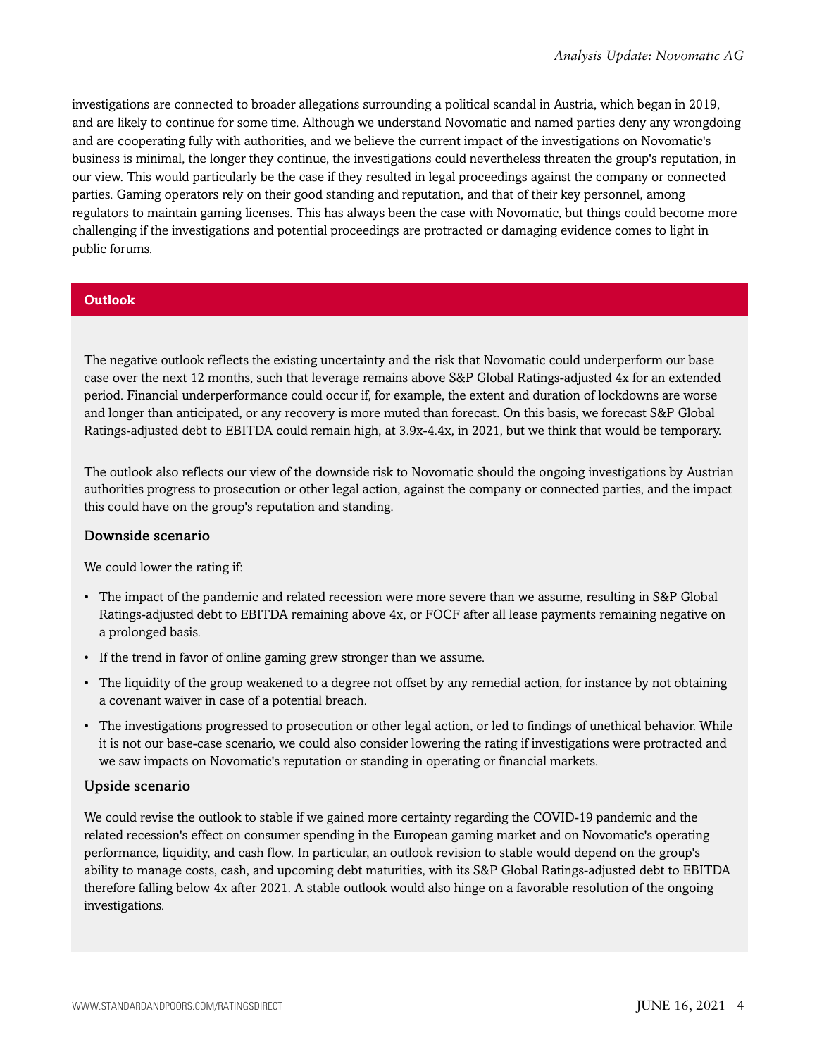investigations are connected to broader allegations surrounding a political scandal in Austria, which began in 2019, and are likely to continue for some time. Although we understand Novomatic and named parties deny any wrongdoing and are cooperating fully with authorities, and we believe the current impact of the investigations on Novomatic's business is minimal, the longer they continue, the investigations could nevertheless threaten the group's reputation, in our view. This would particularly be the case if they resulted in legal proceedings against the company or connected parties. Gaming operators rely on their good standing and reputation, and that of their key personnel, among regulators to maintain gaming licenses. This has always been the case with Novomatic, but things could become more challenging if the investigations and potential proceedings are protracted or damaging evidence comes to light in public forums.

## Outlook

The negative outlook reflects the existing uncertainty and the risk that Novomatic could underperform our base case over the next 12 months, such that leverage remains above S&P Global Ratings-adjusted 4x for an extended period. Financial underperformance could occur if, for example, the extent and duration of lockdowns are worse and longer than anticipated, or any recovery is more muted than forecast. On this basis, we forecast S&P Global Ratings-adjusted debt to EBITDA could remain high, at 3.9x-4.4x, in 2021, but we think that would be temporary.

The outlook also reflects our view of the downside risk to Novomatic should the ongoing investigations by Austrian authorities progress to prosecution or other legal action, against the company or connected parties, and the impact this could have on the group's reputation and standing.

### Downside scenario

We could lower the rating if:

- The impact of the pandemic and related recession were more severe than we assume, resulting in S&P Global Ratings-adjusted debt to EBITDA remaining above 4x, or FOCF after all lease payments remaining negative on a prolonged basis.
- If the trend in favor of online gaming grew stronger than we assume.
- The liquidity of the group weakened to a degree not offset by any remedial action, for instance by not obtaining a covenant waiver in case of a potential breach.
- The investigations progressed to prosecution or other legal action, or led to findings of unethical behavior. While it is not our base-case scenario, we could also consider lowering the rating if investigations were protracted and we saw impacts on Novomatic's reputation or standing in operating or financial markets.

### Upside scenario

We could revise the outlook to stable if we gained more certainty regarding the COVID-19 pandemic and the related recession's effect on consumer spending in the European gaming market and on Novomatic's operating performance, liquidity, and cash flow. In particular, an outlook revision to stable would depend on the group's ability to manage costs, cash, and upcoming debt maturities, with its S&P Global Ratings-adjusted debt to EBITDA therefore falling below 4x after 2021. A stable outlook would also hinge on a favorable resolution of the ongoing investigations.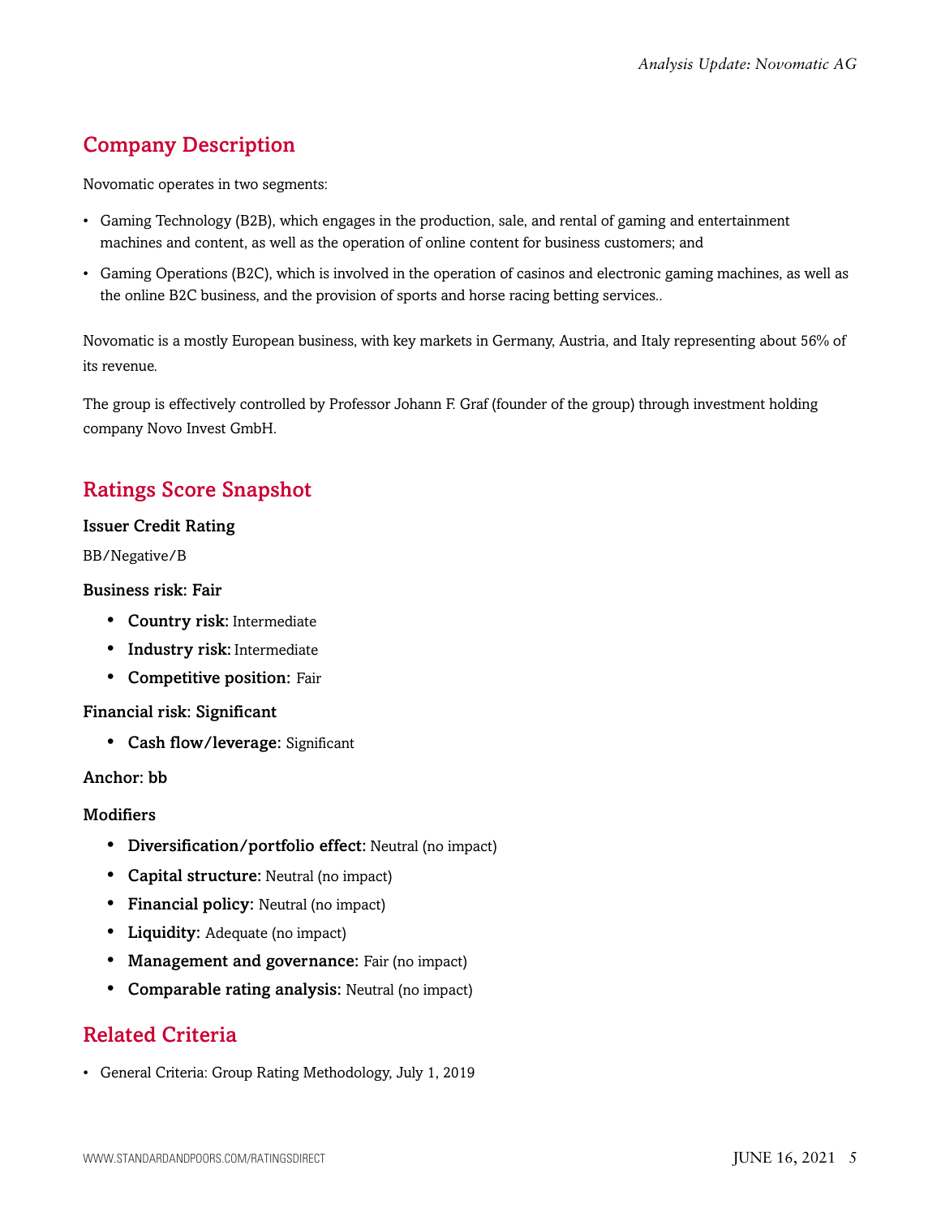## Company Description

Novomatic operates in two segments:

- Gaming Technology (B2B), which engages in the production, sale, and rental of gaming and entertainment machines and content, as well as the operation of online content for business customers; and
- Gaming Operations (B2C), which is involved in the operation of casinos and electronic gaming machines, as well as the online B2C business, and the provision of sports and horse racing betting services..

Novomatic is a mostly European business, with key markets in Germany, Austria, and Italy representing about 56% of its revenue.

The group is effectively controlled by Professor Johann F. Graf (founder of the group) through investment holding company Novo Invest GmbH.

## Ratings Score Snapshot

**Issuer Credit Rating**

BB/Negative/B

**Business risk: Fair**

- **Country risk:** Intermediate
- **Industry risk:** Intermediate
- **Competitive position:** Fair

**Financial risk: Significant**

- **Cash flow/leverage:** Significant

**Anchor: bb**

**Modifiers**

- **Diversification/portfolio effect:** Neutral (no impact)
- **Capital structure:** Neutral (no impact)
- **Financial policy:** Neutral (no impact)
- **Liquidity:** Adequate (no impact)
- **Management and governance:** Fair (no impact)
- **Comparable rating analysis:** Neutral (no impact)

## Related Criteria

- General Criteria: Group Rating Methodology, July 1, 2019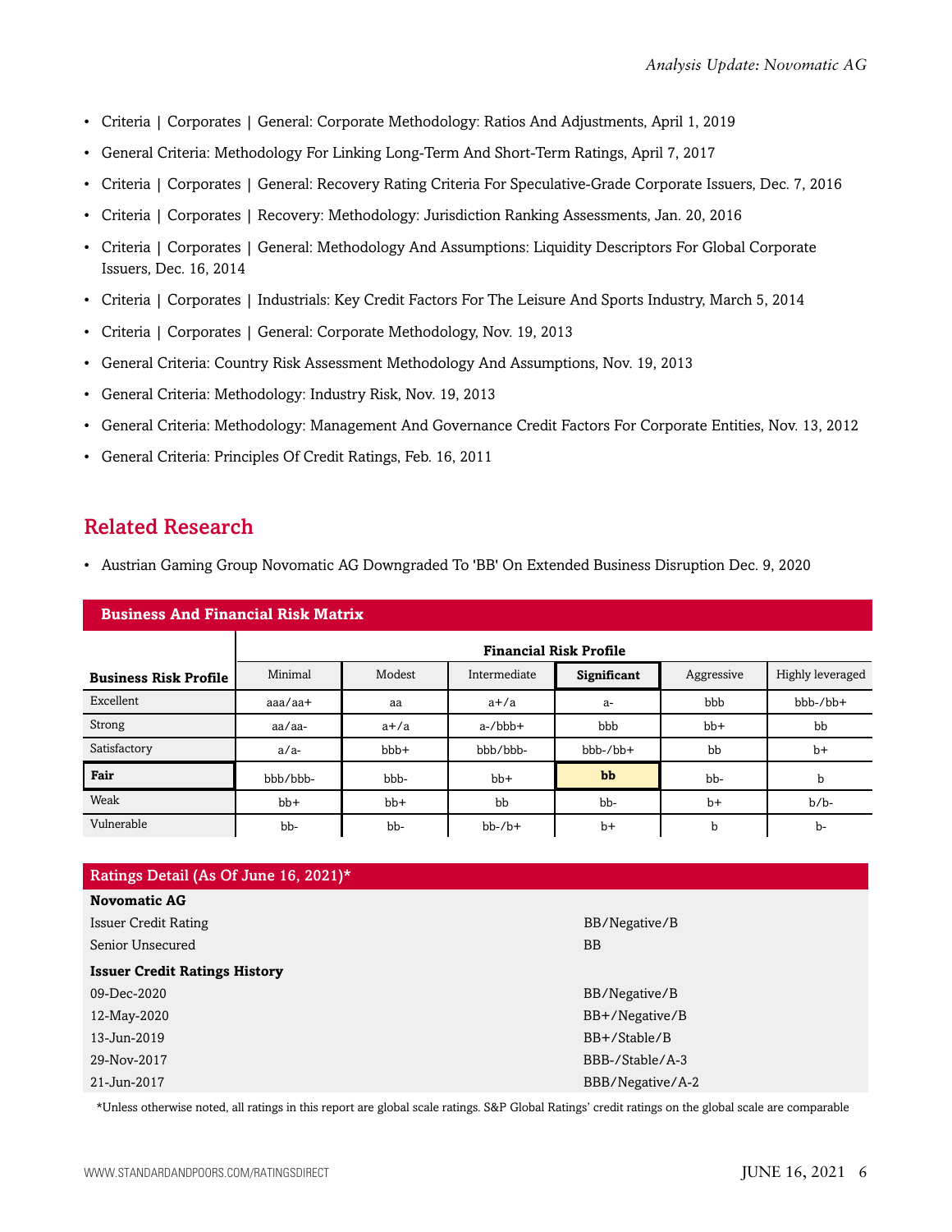- Criteria | Corporates | General: Corporate Methodology: Ratios And Adjustments, April 1, 2019
- General Criteria: Methodology For Linking Long-Term And Short-Term Ratings, April 7, 2017
- Criteria | Corporates | General: Recovery Rating Criteria For Speculative-Grade Corporate Issuers, Dec. 7, 2016
- Criteria | Corporates | Recovery: Methodology: Jurisdiction Ranking Assessments, Jan. 20, 2016
- Criteria | Corporates | General: Methodology And Assumptions: Liquidity Descriptors For Global Corporate Issuers, Dec. 16, 2014
- Criteria | Corporates | Industrials: Key Credit Factors For The Leisure And Sports Industry, March 5, 2014
- Criteria | Corporates | General: Corporate Methodology, Nov. 19, 2013
- General Criteria: Country Risk Assessment Methodology And Assumptions, Nov. 19, 2013
- General Criteria: Methodology: Industry Risk, Nov. 19, 2013
- General Criteria: Methodology: Management And Governance Credit Factors For Corporate Entities, Nov. 13, 2012
- General Criteria: Principles Of Credit Ratings, Feb. 16, 2011

## Related Research

- Austrian Gaming Group Novomatic AG Downgraded To 'BB' On Extended Business Disruption Dec. 9, 2020

**Business And Financial Risk Matrix**

| | Financial Risk Profile | | | | | |
|---|---|---|---|---|---|---|
| **Business Risk Profile** | Minimal | Modest | Intermediate | **Significant** | Aggressive | Highly leveraged |
| Excellent | aaa/aa+ | aa | a+/a | a- | bbb | bbb-/bb+ |
| Strong | aa/aa- | a+/a | a-/bbb+ | bbb | bb+ | bb |
| Satisfactory | a/a- | bbb+ | bbb/bbb- | bbb-/bb+ | bb | b+ |
| **Fair** | bbb/bbb- | bbb- | bb+ | **bb** | bb- | b |
| Weak | bb+ | bb+ | bb | bb- | b+ | b/b- |
| Vulnerable | bb- | bb- | bb-/b+ | b+ | b | b- |

**Ratings Detail (As Of June 16, 2021)***

| | |
|---|---|
| **Novomatic AG** | |
| Issuer Credit Rating | BB/Negative/B |
| Senior Unsecured | BB |
| **Issuer Credit Ratings History** | |
| 09-Dec-2020 | BB/Negative/B |
| 12-May-2020 | BB+/Negative/B |
| 13-Jun-2019 | BB+/Stable/B |
| 29-Nov-2017 | BBB-/Stable/A-3 |
| 21-Jun-2017 | BBB/Negative/A-2 |

*Unless otherwise noted, all ratings in this report are global scale ratings. S&P Global Ratings' credit ratings on the global scale are comparable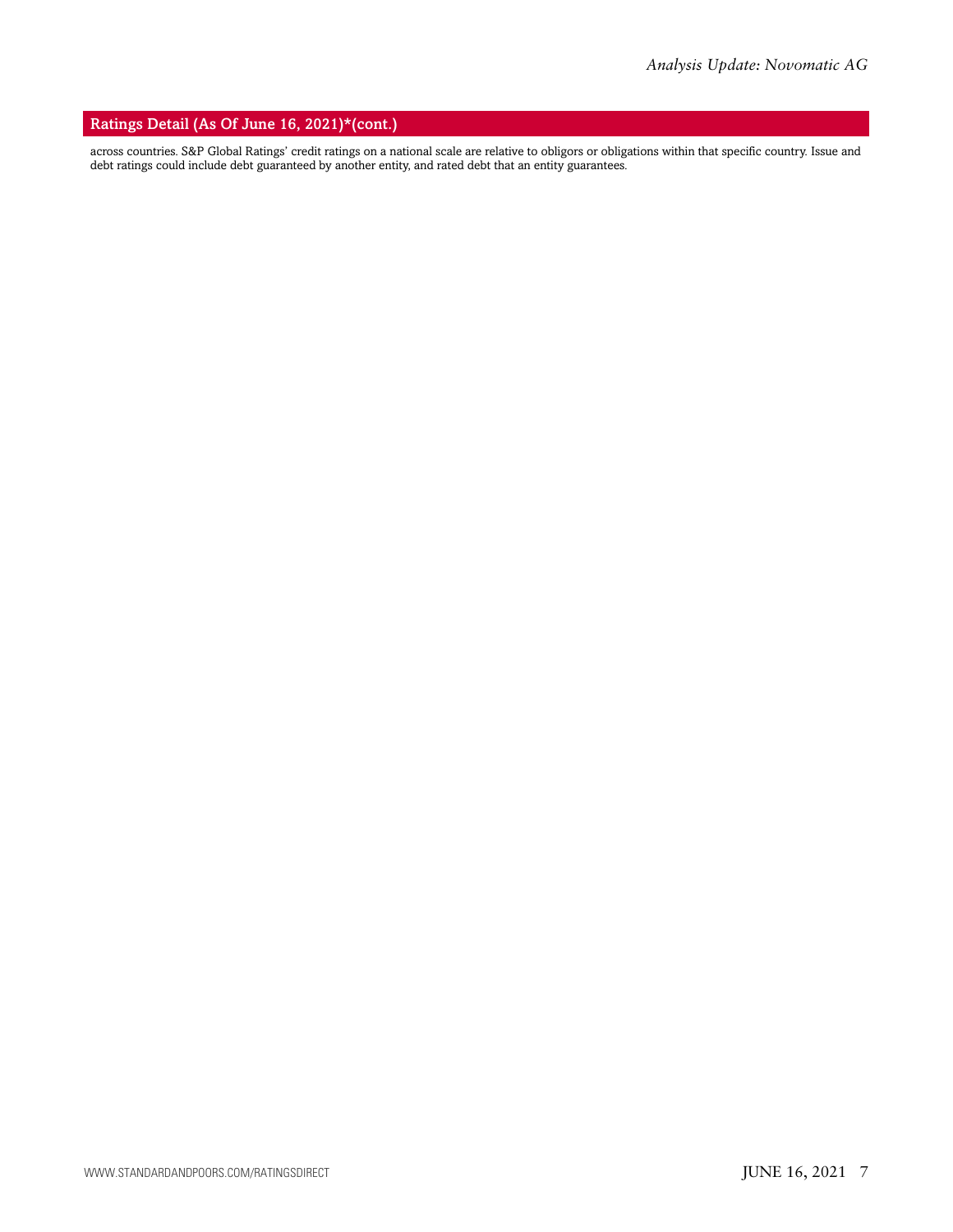## Ratings Detail (As Of June 16, 2021)*(cont.)

across countries. S&P Global Ratings' credit ratings on a national scale are relative to obligors or obligations within that specific country. Issue and debt ratings could include debt guaranteed by another entity, and rated debt that an entity guarantees.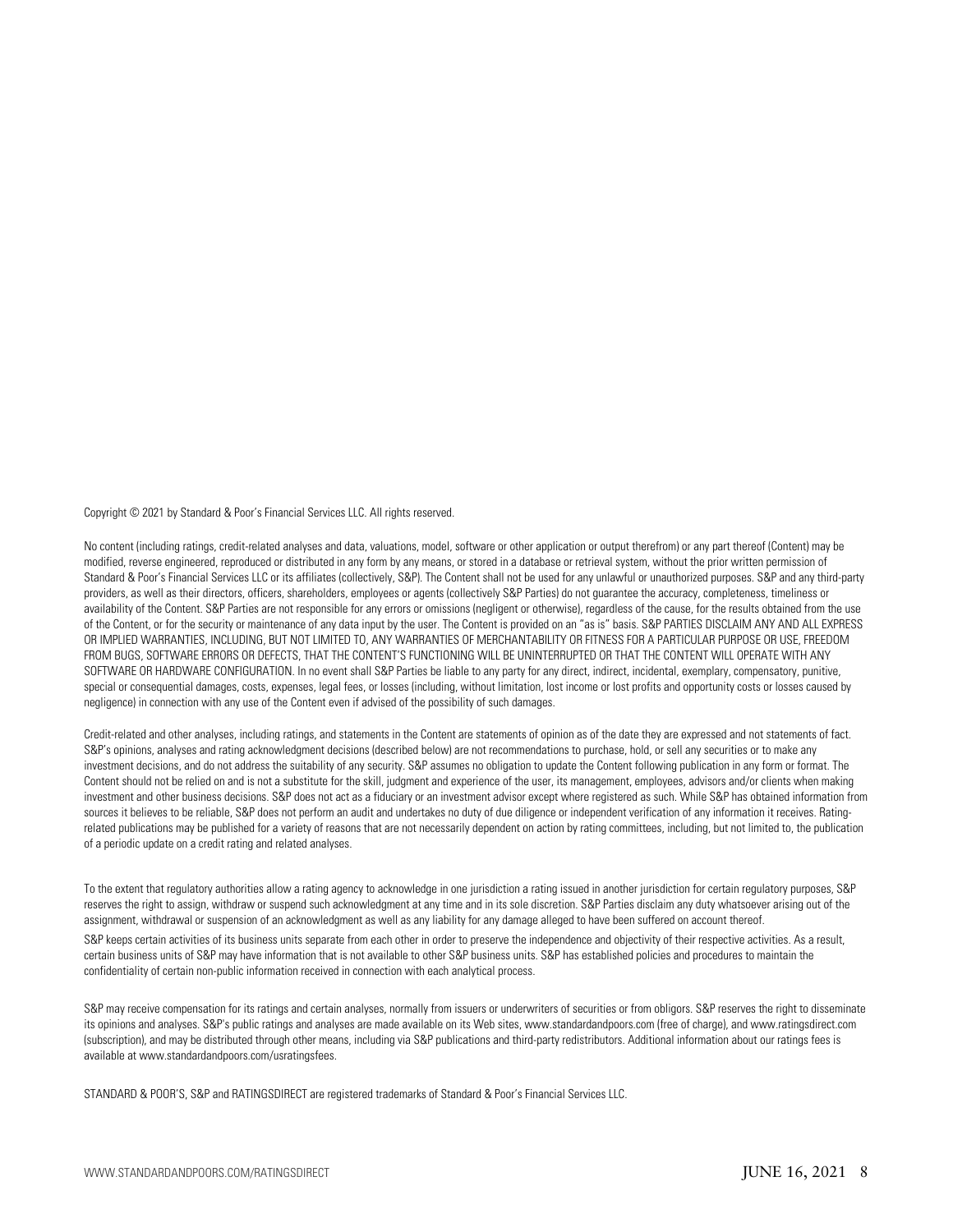Copyright © 2021 by Standard & Poor's Financial Services LLC. All rights reserved.

No content (including ratings, credit-related analyses and data, valuations, model, software or other application or output therefrom) or any part thereof (Content) may be modified, reverse engineered, reproduced or distributed in any form by any means, or stored in a database or retrieval system, without the prior written permission of Standard & Poor's Financial Services LLC or its affiliates (collectively, S&P). The Content shall not be used for any unlawful or unauthorized purposes. S&P and any third-party providers, as well as their directors, officers, shareholders, employees or agents (collectively S&P Parties) do not guarantee the accuracy, completeness, timeliness or availability of the Content. S&P Parties are not responsible for any errors or omissions (negligent or otherwise), regardless of the cause, for the results obtained from the use of the Content, or for the security or maintenance of any data input by the user. The Content is provided on an "as is" basis. S&P PARTIES DISCLAIM ANY AND ALL EXPRESS OR IMPLIED WARRANTIES, INCLUDING, BUT NOT LIMITED TO, ANY WARRANTIES OF MERCHANTABILITY OR FITNESS FOR A PARTICULAR PURPOSE OR USE, FREEDOM FROM BUGS, SOFTWARE ERRORS OR DEFECTS, THAT THE CONTENT'S FUNCTIONING WILL BE UNINTERRUPTED OR THAT THE CONTENT WILL OPERATE WITH ANY SOFTWARE OR HARDWARE CONFIGURATION. In no event shall S&P Parties be liable to any party for any direct, indirect, incidental, exemplary, compensatory, punitive, special or consequential damages, costs, expenses, legal fees, or losses (including, without limitation, lost income or lost profits and opportunity costs or losses caused by negligence) in connection with any use of the Content even if advised of the possibility of such damages.

Credit-related and other analyses, including ratings, and statements in the Content are statements of opinion as of the date they are expressed and not statements of fact. S&P's opinions, analyses and rating acknowledgment decisions (described below) are not recommendations to purchase, hold, or sell any securities or to make any investment decisions, and do not address the suitability of any security. S&P assumes no obligation to update the Content following publication in any form or format. The Content should not be relied on and is not a substitute for the skill, judgment and experience of the user, its management, employees, advisors and/or clients when making investment and other business decisions. S&P does not act as a fiduciary or an investment advisor except where registered as such. While S&P has obtained information from sources it believes to be reliable, S&P does not perform an audit and undertakes no duty of due diligence or independent verification of any information it receives. Rating-related publications may be published for a variety of reasons that are not necessarily dependent on action by rating committees, including, but not limited to, the publication of a periodic update on a credit rating and related analyses.

To the extent that regulatory authorities allow a rating agency to acknowledge in one jurisdiction a rating issued in another jurisdiction for certain regulatory purposes, S&P reserves the right to assign, withdraw or suspend such acknowledgment at any time and in its sole discretion. S&P Parties disclaim any duty whatsoever arising out of the assignment, withdrawal or suspension of an acknowledgment as well as any liability for any damage alleged to have been suffered on account thereof.

S&P keeps certain activities of its business units separate from each other in order to preserve the independence and objectivity of their respective activities. As a result, certain business units of S&P may have information that is not available to other S&P business units. S&P has established policies and procedures to maintain the confidentiality of certain non-public information received in connection with each analytical process.

S&P may receive compensation for its ratings and certain analyses, normally from issuers or underwriters of securities or from obligors. S&P reserves the right to disseminate its opinions and analyses. S&P's public ratings and analyses are made available on its Web sites, www.standardandpoors.com (free of charge), and www.ratingsdirect.com (subscription), and may be distributed through other means, including via S&P publications and third-party redistributors. Additional information about our ratings fees is available at www.standardandpoors.com/usratingsfees.

STANDARD & POOR'S, S&P and RATINGSDIRECT are registered trademarks of Standard & Poor's Financial Services LLC.